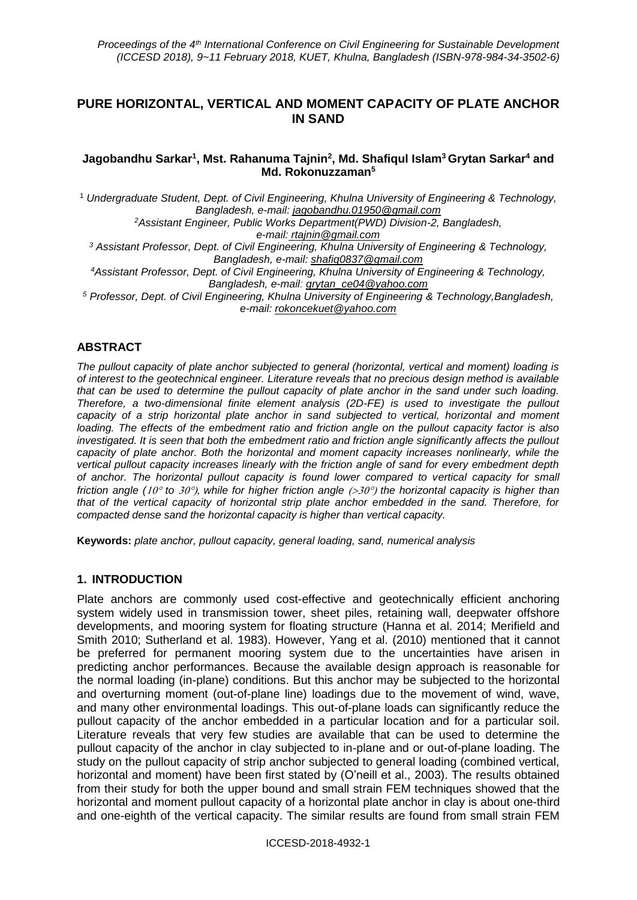# PURE HORIZONTAL, VERTICAL AND MOMENT CAPACITY OF PLATE ANCHOR IN SAND

**Jagobandhu Sarkar[1], Mst. Rahanuma Tajnin[2], Md. Shafiqul Islam[3] Grytan Sarkar[4] and Md. Rokonuzzaman[5]**

[1] *Undergraduate Student, Dept. of Civil Engineering, Khulna University of Engineering & Technology, Bangladesh, e-mail: jagobandhu.01950@gmail.com*

[2] *Assistant Engineer, Public Works Department(PWD) Division-2, Bangladesh, e-mail: rtajnin@gmail.com*

[3] *Assistant Professor, Dept. of Civil Engineering, Khulna University of Engineering & Technology, Bangladesh, e-mail: shafiq0837@gmail.com*

[4] *Assistant Professor, Dept. of Civil Engineering, Khulna University of Engineering & Technology, Bangladesh, e-mail: grytan_ce04@yahoo.com*

[5] *Professor, Dept. of Civil Engineering, Khulna University of Engineering & Technology,Bangladesh, e-mail: rokoncekuet@yahoo.com*

## ABSTRACT

*The pullout capacity of plate anchor subjected to general (horizontal, vertical and moment) loading is of interest to the geotechnical engineer. Literature reveals that no precious design method is available that can be used to determine the pullout capacity of plate anchor in the sand under such loading. Therefore, a two-dimensional finite element analysis (2D-FE) is used to investigate the pullout capacity of a strip horizontal plate anchor in sand subjected to vertical, horizontal and moment loading. The effects of the embedment ratio and friction angle on the pullout capacity factor is also investigated. It is seen that both the embedment ratio and friction angle significantly affects the pullout capacity of plate anchor. Both the horizontal and moment capacity increases nonlinearly, while the vertical pullout capacity increases linearly with the friction angle of sand for every embedment depth of anchor. The horizontal pullout capacity is found lower compared to vertical capacity for small friction angle ($10°$ to $30°$), while for higher friction angle ($>30°$) the horizontal capacity is higher than that of the vertical capacity of horizontal strip plate anchor embedded in the sand. Therefore, for compacted dense sand the horizontal capacity is higher than vertical capacity.*

**Keywords:** *plate anchor, pullout capacity, general loading, sand, numerical analysis*

## 1. INTRODUCTION

Plate anchors are commonly used cost-effective and geotechnically efficient anchoring system widely used in transmission tower, sheet piles, retaining wall, deepwater offshore developments, and mooring system for floating structure (Hanna et al. 2014; Merifield and Smith 2010; Sutherland et al. 1983). However, Yang et al. (2010) mentioned that it cannot be preferred for permanent mooring system due to the uncertainties have arisen in predicting anchor performances. Because the available design approach is reasonable for the normal loading (in-plane) conditions. But this anchor may be subjected to the horizontal and overturning moment (out-of-plane line) loadings due to the movement of wind, wave, and many other environmental loadings. This out-of-plane loads can significantly reduce the pullout capacity of the anchor embedded in a particular location and for a particular soil. Literature reveals that very few studies are available that can be used to determine the pullout capacity of the anchor in clay subjected to in-plane and or out-of-plane loading. The study on the pullout capacity of strip anchor subjected to general loading (combined vertical, horizontal and moment) have been first stated by (O'neill et al., 2003). The results obtained from their study for both the upper bound and small strain FEM techniques showed that the horizontal and moment pullout capacity of a horizontal plate anchor in clay is about one-third and one-eighth of the vertical capacity. The similar results are found from small strain FEM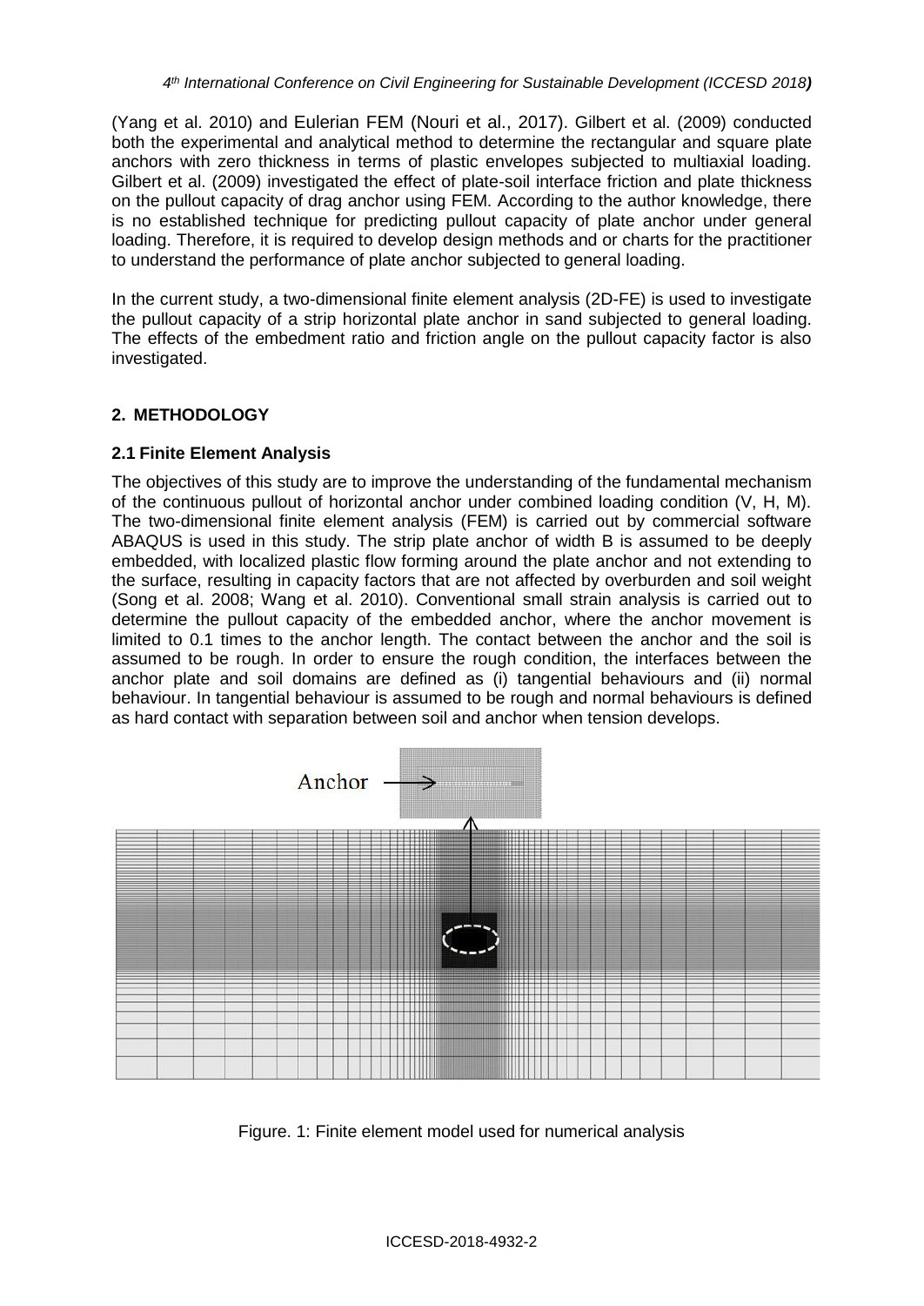(Yang et al. 2010) and Eulerian FEM (Nouri et al., 2017). Gilbert et al. (2009) conducted both the experimental and analytical method to determine the rectangular and square plate anchors with zero thickness in terms of plastic envelopes subjected to multiaxial loading. Gilbert et al. (2009) investigated the effect of plate-soil interface friction and plate thickness on the pullout capacity of drag anchor using FEM. According to the author knowledge, there is no established technique for predicting pullout capacity of plate anchor under general loading. Therefore, it is required to develop design methods and or charts for the practitioner to understand the performance of plate anchor subjected to general loading.

In the current study, a two-dimensional finite element analysis (2D-FE) is used to investigate the pullout capacity of a strip horizontal plate anchor in sand subjected to general loading. The effects of the embedment ratio and friction angle on the pullout capacity factor is also investigated.

## 2. METHODOLOGY

### 2.1 Finite Element Analysis

The objectives of this study are to improve the understanding of the fundamental mechanism of the continuous pullout of horizontal anchor under combined loading condition (V, H, M). The two-dimensional finite element analysis (FEM) is carried out by commercial software ABAQUS is used in this study. The strip plate anchor of width B is assumed to be deeply embedded, with localized plastic flow forming around the plate anchor and not extending to the surface, resulting in capacity factors that are not affected by overburden and soil weight (Song et al. 2008; Wang et al. 2010). Conventional small strain analysis is carried out to determine the pullout capacity of the embedded anchor, where the anchor movement is limited to 0.1 times to the anchor length. The contact between the anchor and the soil is assumed to be rough. In order to ensure the rough condition, the interfaces between the anchor plate and soil domains are defined as (i) tangential behaviours and (ii) normal behaviour. In tangential behaviour is assumed to be rough and normal behaviours is defined as hard contact with separation between soil and anchor when tension develops.

Anchor

Figure. 1: Finite element model used for numerical analysis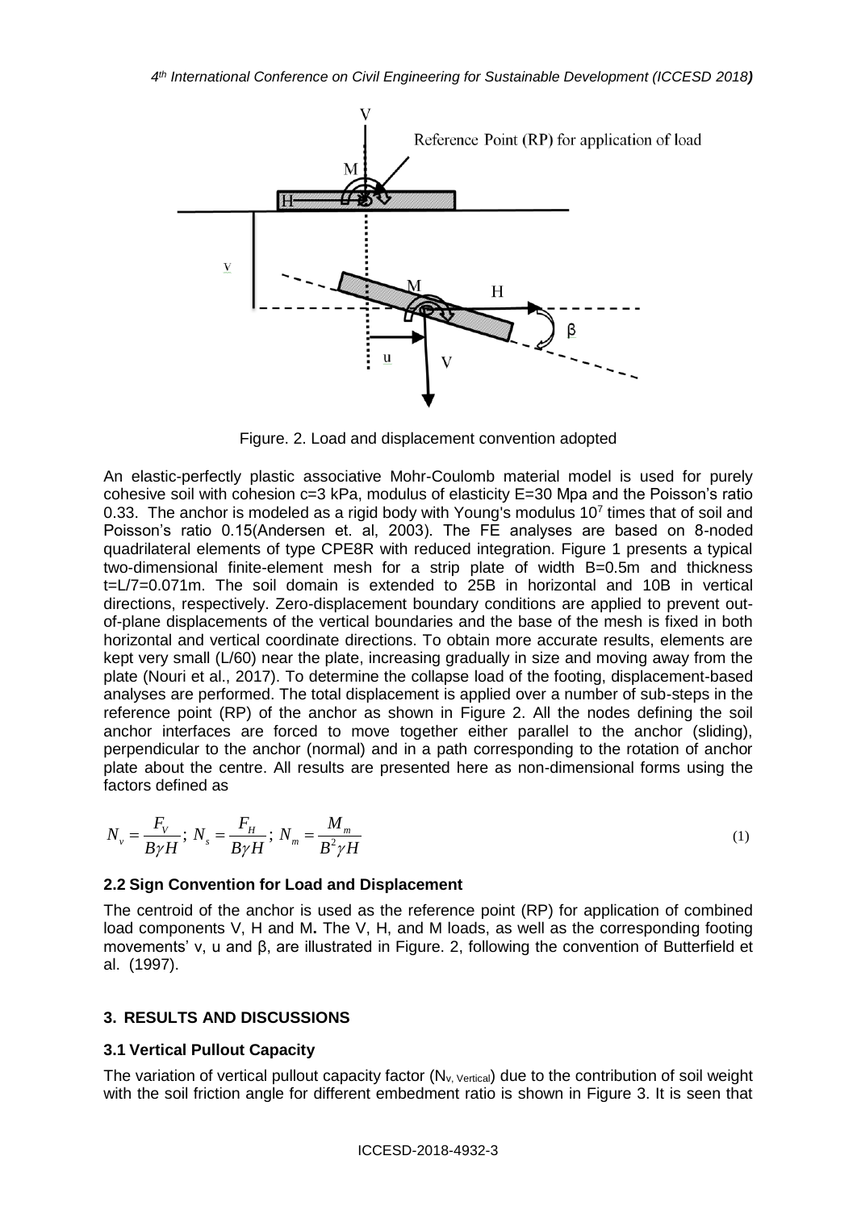Figure. 2. Load and displacement convention adopted

An elastic-perfectly plastic associative Mohr-Coulomb material model is used for purely cohesive soil with cohesion c=3 kPa, modulus of elasticity E=30 Mpa and the Poisson's ratio 0.33. The anchor is modeled as a rigid body with Young's modulus $10^7$ times that of soil and Poisson's ratio 0.15(Andersen et. al, 2003). The FE analyses are based on 8-noded quadrilateral elements of type CPE8R with reduced integration. Figure 1 presents a typical two-dimensional finite-element mesh for a strip plate of width B=0.5m and thickness t=L/7=0.071m. The soil domain is extended to 25B in horizontal and 10B in vertical directions, respectively. Zero-displacement boundary conditions are applied to prevent out-of-plane displacements of the vertical boundaries and the base of the mesh is fixed in both horizontal and vertical coordinate directions. To obtain more accurate results, elements are kept very small (L/60) near the plate, increasing gradually in size and moving away from the plate (Nouri et al., 2017). To determine the collapse load of the footing, displacement-based analyses are performed. The total displacement is applied over a number of sub-steps in the reference point (RP) of the anchor as shown in Figure 2. All the nodes defining the soil anchor interfaces are forced to move together either parallel to the anchor (sliding), perpendicular to the anchor (normal) and in a path corresponding to the rotation of anchor plate about the centre. All results are presented here as non-dimensional forms using the factors defined as

$$N_v = \frac{F_V}{B\gamma H};\ N_s = \frac{F_H}{B\gamma H};\ N_m = \frac{M_m}{B^2\gamma H} \tag{1}$$

### 2.2 Sign Convention for Load and Displacement

The centroid of the anchor is used as the reference point (RP) for application of combined load components V, H and M**.** The V, H, and M loads, as well as the corresponding footing movements' v, u and β, are illustrated in Figure. 2, following the convention of Butterfield et al. (1997).

## 3. RESULTS AND DISCUSSIONS

### 3.1 Vertical Pullout Capacity

The variation of vertical pullout capacity factor ($N_{v,\ Vertical}$) due to the contribution of soil weight with the soil friction angle for different embedment ratio is shown in Figure 3. It is seen that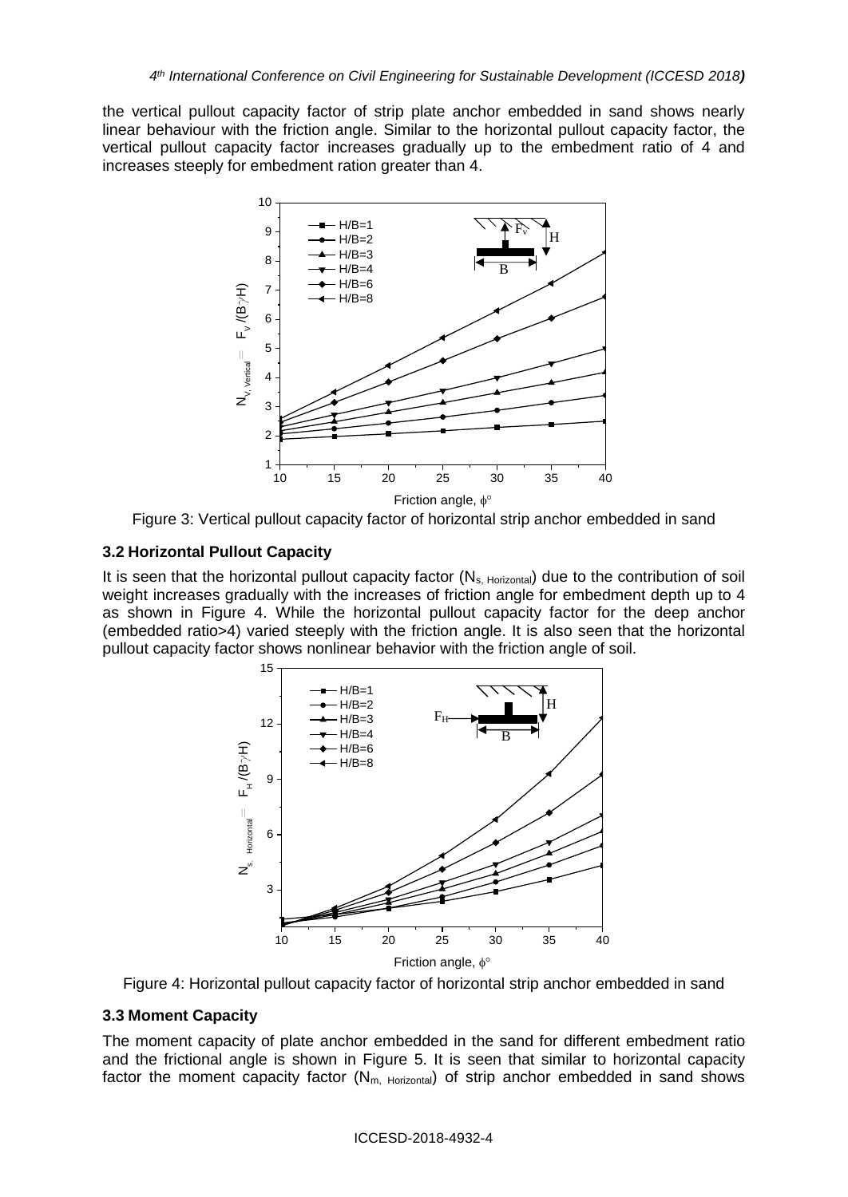the vertical pullout capacity factor of strip plate anchor embedded in sand shows nearly linear behaviour with the friction angle. Similar to the horizontal pullout capacity factor, the vertical pullout capacity factor increases gradually up to the embedment ratio of 4 and increases steeply for embedment ration greater than 4.

Figure 3: Vertical pullout capacity factor of horizontal strip anchor embedded in sand

### 3.2 Horizontal Pullout Capacity

It is seen that the horizontal pullout capacity factor ($N_{s,\ Horizontal}$) due to the contribution of soil weight increases gradually with the increases of friction angle for embedment depth up to 4 as shown in Figure 4. While the horizontal pullout capacity factor for the deep anchor (embedded ratio>4) varied steeply with the friction angle. It is also seen that the horizontal pullout capacity factor shows nonlinear behavior with the friction angle of soil.

Figure 4: Horizontal pullout capacity factor of horizontal strip anchor embedded in sand

### 3.3 Moment Capacity

The moment capacity of plate anchor embedded in the sand for different embedment ratio and the frictional angle is shown in Figure 5. It is seen that similar to horizontal capacity factor the moment capacity factor ($N_{m,\ Horizontal}$) of strip anchor embedded in sand shows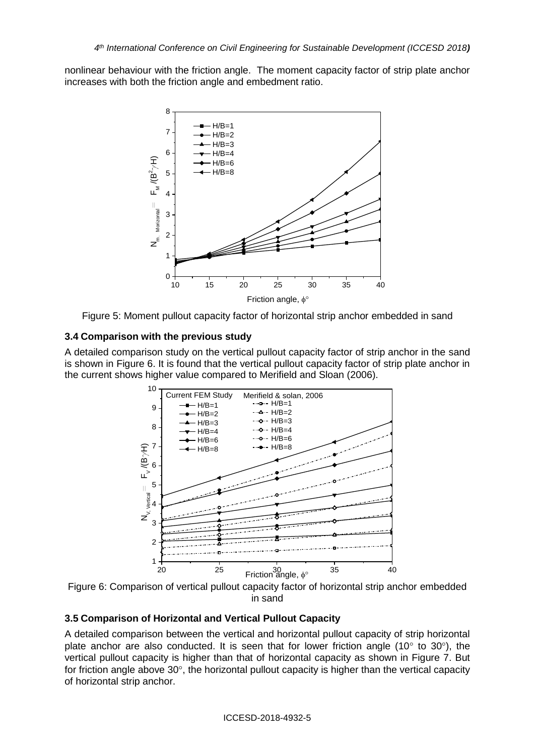nonlinear behaviour with the friction angle. The moment capacity factor of strip plate anchor increases with both the friction angle and embedment ratio.

Figure 5: Moment pullout capacity factor of horizontal strip anchor embedded in sand

### 3.4 Comparison with the previous study

A detailed comparison study on the vertical pullout capacity factor of strip anchor in the sand is shown in Figure 6. It is found that the vertical pullout capacity factor of strip plate anchor in the current shows higher value compared to Merifield and Sloan (2006).

Figure 6: Comparison of vertical pullout capacity factor of horizontal strip anchor embedded in sand

### 3.5 Comparison of Horizontal and Vertical Pullout Capacity

A detailed comparison between the vertical and horizontal pullout capacity of strip horizontal plate anchor are also conducted. It is seen that for lower friction angle (10° to 30°), the vertical pullout capacity is higher than that of horizontal capacity as shown in Figure 7. But for friction angle above 30°, the horizontal pullout capacity is higher than the vertical capacity of horizontal strip anchor.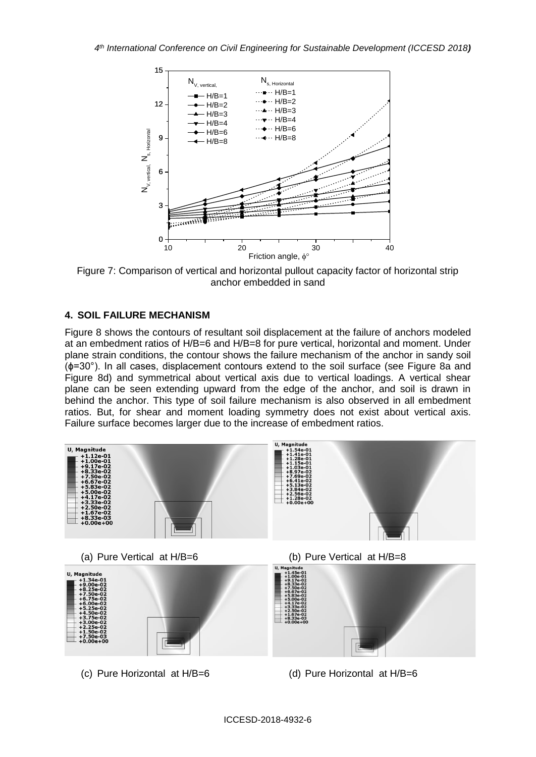Figure 7: Comparison of vertical and horizontal pullout capacity factor of horizontal strip anchor embedded in sand

## 4. SOIL FAILURE MECHANISM

Figure 8 shows the contours of resultant soil displacement at the failure of anchors modeled at an embedment ratios of H/B=6 and H/B=8 for pure vertical, horizontal and moment. Under plane strain conditions, the contour shows the failure mechanism of the anchor in sandy soil ($\phi$=30°). In all cases, displacement contours extend to the soil surface (see Figure 8a and Figure 8d) and symmetrical about vertical axis due to vertical loadings. A vertical shear plane can be seen extending upward from the edge of the anchor, and soil is drawn in behind the anchor. This type of soil failure mechanism is also observed in all embedment ratios. But, for shear and moment loading symmetry does not exist about vertical axis. Failure surface becomes larger due to the increase of embedment ratios.

(a) Pure Vertical at H/B=6

(b) Pure Vertical at H/B=8

(c) Pure Horizontal at H/B=6

(d) Pure Horizontal at H/B=6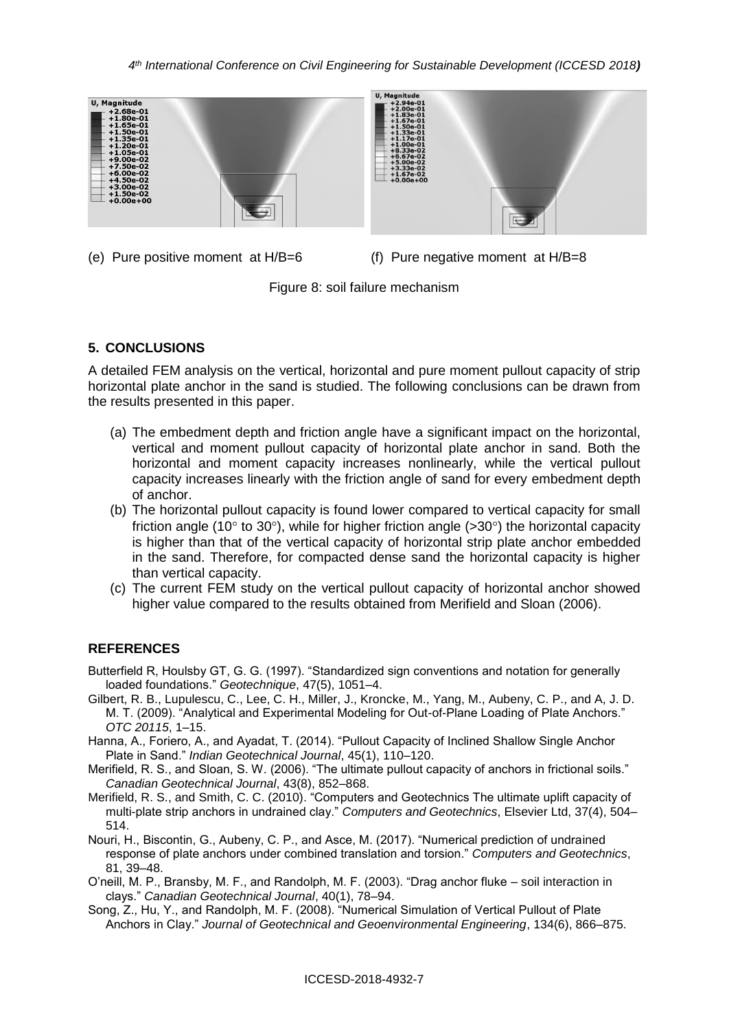(e) Pure positive moment at H/B=6

(f) Pure negative moment at H/B=8

Figure 8: soil failure mechanism

## 5. CONCLUSIONS

A detailed FEM analysis on the vertical, horizontal and pure moment pullout capacity of strip horizontal plate anchor in the sand is studied. The following conclusions can be drawn from the results presented in this paper.

(a) The embedment depth and friction angle have a significant impact on the horizontal, vertical and moment pullout capacity of horizontal plate anchor in sand. Both the horizontal and moment capacity increases nonlinearly, while the vertical pullout capacity increases linearly with the friction angle of sand for every embedment depth of anchor.

(b) The horizontal pullout capacity is found lower compared to vertical capacity for small friction angle ($10^\circ$ to $30^\circ$), while for higher friction angle ($>30^\circ$) the horizontal capacity is higher than that of the vertical capacity of horizontal strip plate anchor embedded in the sand. Therefore, for compacted dense sand the horizontal capacity is higher than vertical capacity.

(c) The current FEM study on the vertical pullout capacity of horizontal anchor showed higher value compared to the results obtained from Merifield and Sloan (2006).

## REFERENCES

Butterfield R, Houlsby GT, G. G. (1997). "Standardized sign conventions and notation for generally loaded foundations." *Geotechnique*, 47(5), 1051–4.

Gilbert, R. B., Lupulescu, C., Lee, C. H., Miller, J., Kroncke, M., Yang, M., Aubeny, C. P., and A, J. D. M. T. (2009). "Analytical and Experimental Modeling for Out-of-Plane Loading of Plate Anchors." *OTC 20115*, 1–15.

Hanna, A., Foriero, A., and Ayadat, T. (2014). "Pullout Capacity of Inclined Shallow Single Anchor Plate in Sand." *Indian Geotechnical Journal*, 45(1), 110–120.

Merifield, R. S., and Sloan, S. W. (2006). "The ultimate pullout capacity of anchors in frictional soils." *Canadian Geotechnical Journal*, 43(8), 852–868.

Merifield, R. S., and Smith, C. C. (2010). "Computers and Geotechnics The ultimate uplift capacity of multi-plate strip anchors in undrained clay." *Computers and Geotechnics*, Elsevier Ltd, 37(4), 504–514.

Nouri, H., Biscontin, G., Aubeny, C. P., and Asce, M. (2017). "Numerical prediction of undrained response of plate anchors under combined translation and torsion." *Computers and Geotechnics*, 81, 39–48.

O'neill, M. P., Bransby, M. F., and Randolph, M. F. (2003). "Drag anchor fluke – soil interaction in clays." *Canadian Geotechnical Journal*, 40(1), 78–94.

Song, Z., Hu, Y., and Randolph, M. F. (2008). "Numerical Simulation of Vertical Pullout of Plate Anchors in Clay." *Journal of Geotechnical and Geoenvironmental Engineering*, 134(6), 866–875.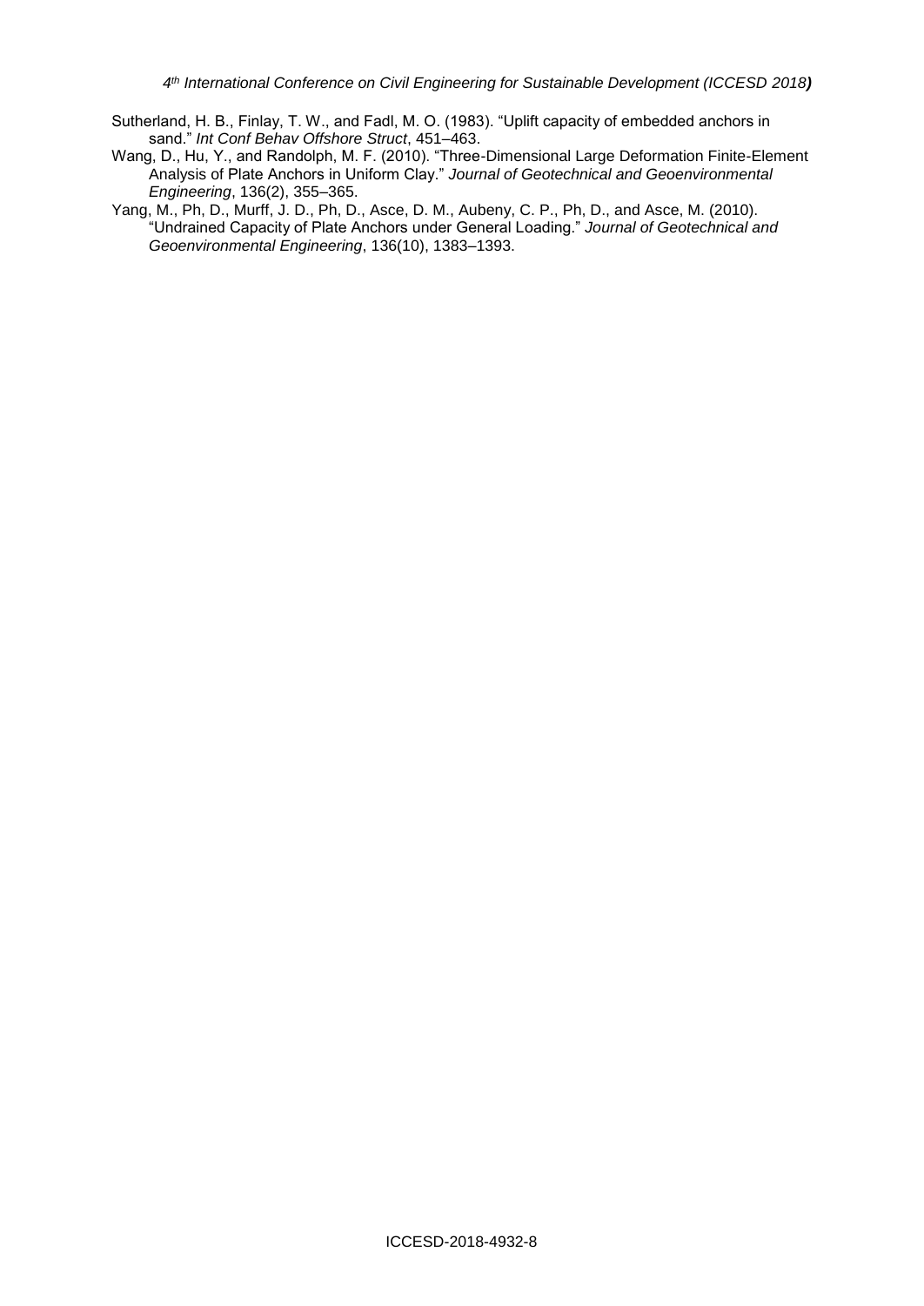Sutherland, H. B., Finlay, T. W., and Fadl, M. O. (1983). "Uplift capacity of embedded anchors in sand." *Int Conf Behav Offshore Struct*, 451–463.

Wang, D., Hu, Y., and Randolph, M. F. (2010). "Three-Dimensional Large Deformation Finite-Element Analysis of Plate Anchors in Uniform Clay." *Journal of Geotechnical and Geoenvironmental Engineering*, 136(2), 355–365.

Yang, M., Ph, D., Murff, J. D., Ph, D., Asce, D. M., Aubeny, C. P., Ph, D., and Asce, M. (2010). "Undrained Capacity of Plate Anchors under General Loading." *Journal of Geotechnical and Geoenvironmental Engineering*, 136(10), 1383–1393.